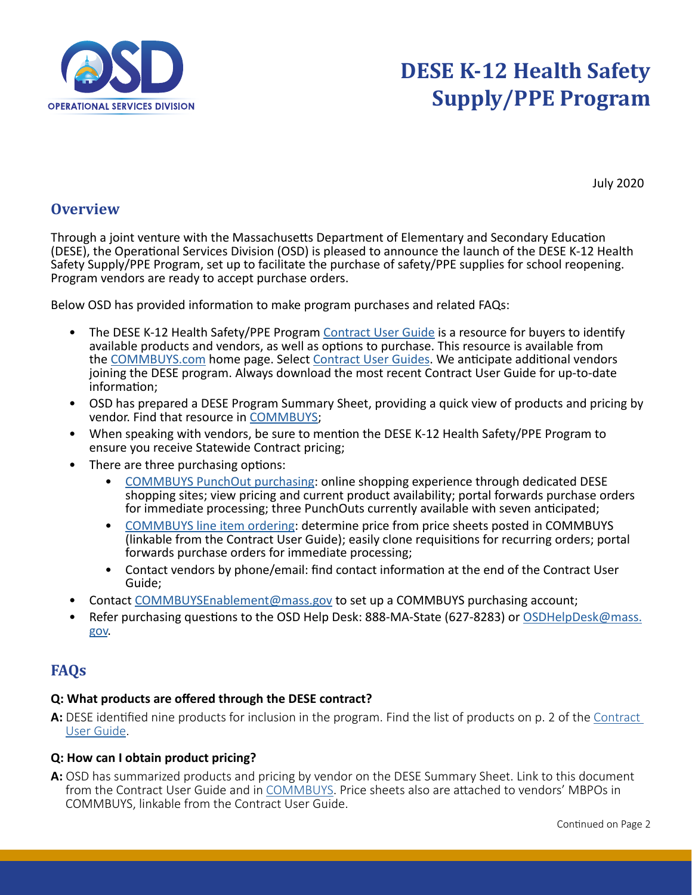# DESE K-12 Health Safety Supply/PPE Program

July 2020

## Overview

Through a joint venture with the Massachusetts Department of Elementary and Secondary Education (DESE), the Operational Services Division (OSD) is pleased to announce the launch of the DESE K-12 Health Safety Supply/PPE Program, set up to facilitate the purchase of safety/PPE supplies for school reopening. Program vendors are ready to accept purchase orders.

Below OSD has provided information to make program purchases and related FAQs:

- The DESE K-12 Health Safety/PPE Program Contract User Guide is a resource for buyers to identify available products and vendors, as well as options to purchase. This resource is available from the COMMBUYS.com home page. Select Contract User Guides. We anticipate additional vendors joining the DESE program. Always download the most recent Contract User Guide for up-to-date information;
- OSD has prepared a DESE Program Summary Sheet, providing a quick view of products and pricing by vendor. Find that resource in COMMBUYS;
- When speaking with vendors, be sure to mention the DESE K-12 Health Safety/PPE Program to ensure you receive Statewide Contract pricing;
- There are three purchasing options:
  - COMMBUYS PunchOut purchasing: online shopping experience through dedicated DESE shopping sites; view pricing and current product availability; portal forwards purchase orders for immediate processing; three PunchOuts currently available with seven anticipated;
  - COMMBUYS line item ordering: determine price from price sheets posted in COMMBUYS (linkable from the Contract User Guide); easily clone requisitions for recurring orders; portal forwards purchase orders for immediate processing;
  - Contact vendors by phone/email: find contact information at the end of the Contract User Guide;
- Contact COMMBUYSEnablement@mass.gov to set up a COMMBUYS purchasing account;
- Refer purchasing questions to the OSD Help Desk: 888-MA-State (627-8283) or OSDHelpDesk@mass.gov.

## FAQs

**Q: What products are offered through the DESE contract?**

**A:** DESE identified nine products for inclusion in the program. Find the list of products on p. 2 of the Contract User Guide.

**Q: How can I obtain product pricing?**

**A:** OSD has summarized products and pricing by vendor on the DESE Summary Sheet. Link to this document from the Contract User Guide and in COMMBUYS. Price sheets also are attached to vendors' MBPOs in COMMBUYS, linkable from the Contract User Guide.

Continued on Page 2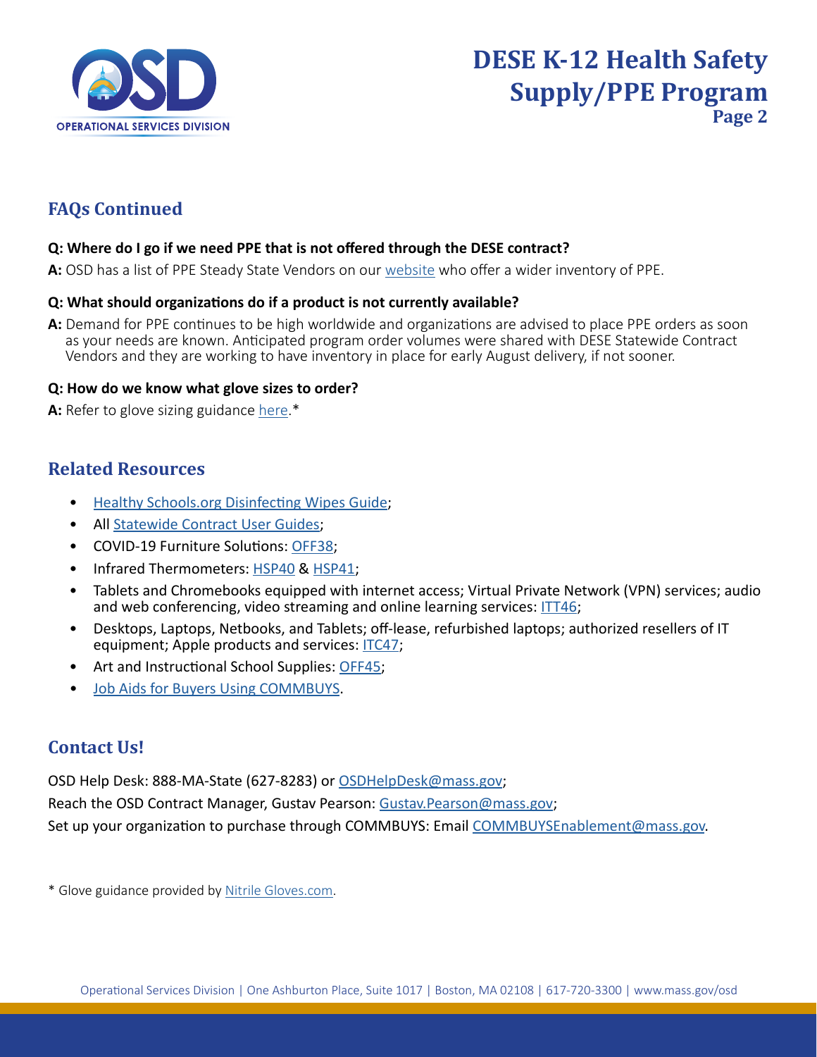## FAQs Continued

**Q: Where do I go if we need PPE that is not offered through the DESE contract?**

**A:** OSD has a list of PPE Steady State Vendors on our website who offer a wider inventory of PPE.

**Q: What should organizations do if a product is not currently available?**

**A:** Demand for PPE continues to be high worldwide and organizations are advised to place PPE orders as soon as your needs are known. Anticipated program order volumes were shared with DESE Statewide Contract Vendors and they are working to have inventory in place for early August delivery, if not sooner.

**Q: How do we know what glove sizes to order?**

**A:** Refer to glove sizing guidance here.*

## Related Resources

- Healthy Schools.org Disinfecting Wipes Guide;
- All Statewide Contract User Guides;
- COVID-19 Furniture Solutions: OFF38;
- Infrared Thermometers: HSP40 & HSP41;
- Tablets and Chromebooks equipped with internet access; Virtual Private Network (VPN) services; audio and web conferencing, video streaming and online learning services: ITT46;
- Desktops, Laptops, Netbooks, and Tablets; off-lease, refurbished laptops; authorized resellers of IT equipment; Apple products and services: ITC47;
- Art and Instructional School Supplies: OFF45;
- Job Aids for Buyers Using COMMBUYS.

## Contact Us!

OSD Help Desk: 888-MA-State (627-8283) or OSDHelpDesk@mass.gov;

Reach the OSD Contract Manager, Gustav Pearson: Gustav.Pearson@mass.gov;

Set up your organization to purchase through COMMBUYS: Email COMMBUYSEnablement@mass.gov.

* Glove guidance provided by Nitrile Gloves.com.